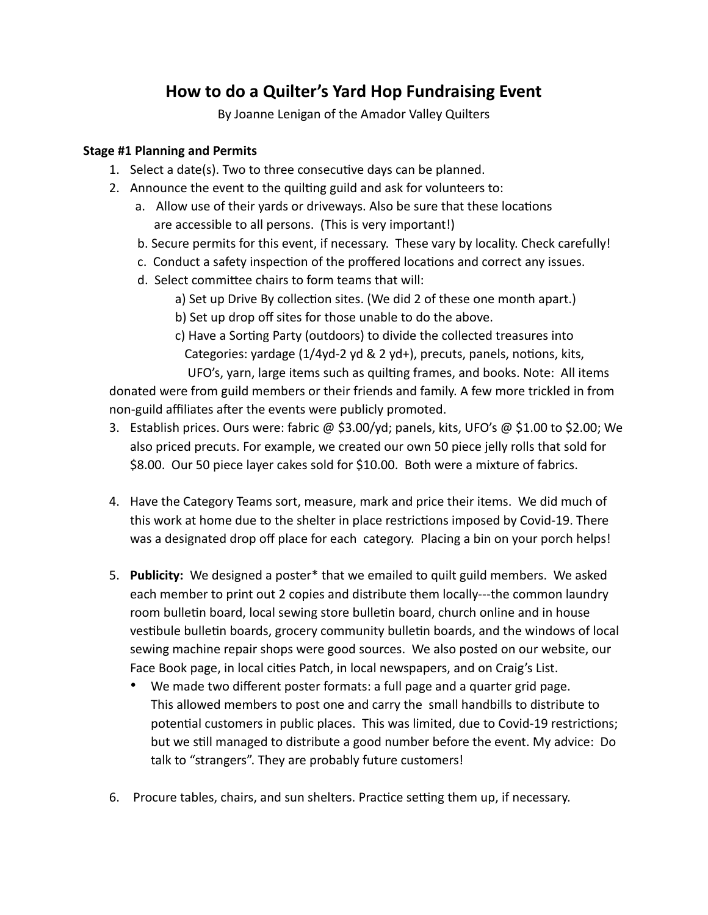# How to do a Quilter's Yard Hop Fundraising Event

By Joanne Lenigan of the Amador Valley Quilters

**Stage #1 Planning and Permits**

1. Select a date(s). Two to three consecutive days can be planned.
2. Announce the event to the quilting guild and ask for volunteers to:
   a. Allow use of their yards or driveways. Also be sure that these locations are accessible to all persons. (This is very important!)
   b. Secure permits for this event, if necessary. These vary by locality. Check carefully!
   c. Conduct a safety inspection of the proffered locations and correct any issues.
   d. Select committee chairs to form teams that will:
      a) Set up Drive By collection sites. (We did 2 of these one month apart.)
      b) Set up drop off sites for those unable to do the above.
      c) Have a Sorting Party (outdoors) to divide the collected treasures into Categories: yardage (1/4yd-2 yd & 2 yd+), precuts, panels, notions, kits, UFO's, yarn, large items such as quilting frames, and books. Note: All items donated were from guild members or their friends and family. A few more trickled in from non-guild affiliates after the events were publicly promoted.
3. Establish prices. Ours were: fabric @ $3.00/yd; panels, kits, UFO's @ $1.00 to $2.00; We also priced precuts. For example, we created our own 50 piece jelly rolls that sold for $8.00. Our 50 piece layer cakes sold for $10.00. Both were a mixture of fabrics.
4. Have the Category Teams sort, measure, mark and price their items. We did much of this work at home due to the shelter in place restrictions imposed by Covid-19. There was a designated drop off place for each category. Placing a bin on your porch helps!
5. **Publicity:** We designed a poster* that we emailed to quilt guild members. We asked each member to print out 2 copies and distribute them locally---the common laundry room bulletin board, local sewing store bulletin board, church online and in house vestibule bulletin boards, grocery community bulletin boards, and the windows of local sewing machine repair shops were good sources. We also posted on our website, our Face Book page, in local cities Patch, in local newspapers, and on Craig's List.
   - We made two different poster formats: a full page and a quarter grid page. This allowed members to post one and carry the small handbills to distribute to potential customers in public places. This was limited, due to Covid-19 restrictions; but we still managed to distribute a good number before the event. My advice: Do talk to "strangers". They are probably future customers!
6. Procure tables, chairs, and sun shelters. Practice setting them up, if necessary.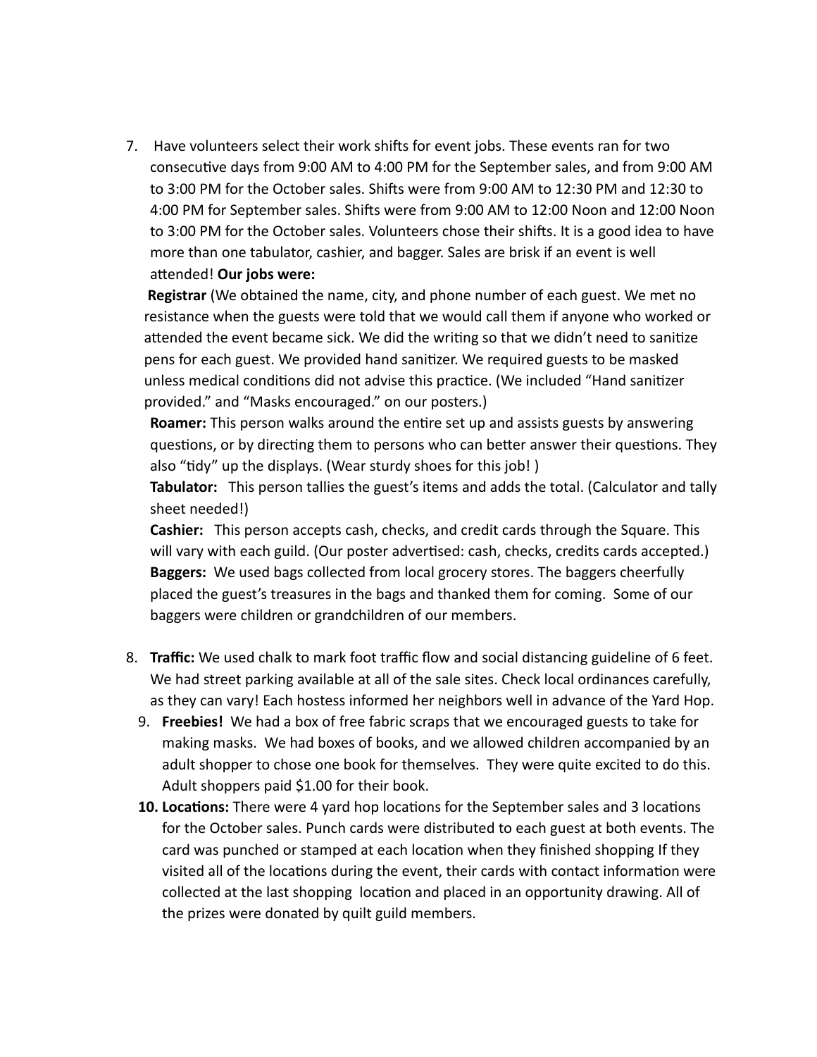7. Have volunteers select their work shifts for event jobs. These events ran for two consecutive days from 9:00 AM to 4:00 PM for the September sales, and from 9:00 AM to 3:00 PM for the October sales. Shifts were from 9:00 AM to 12:30 PM and 12:30 to 4:00 PM for September sales. Shifts were from 9:00 AM to 12:00 Noon and 12:00 Noon to 3:00 PM for the October sales. Volunteers chose their shifts. It is a good idea to have more than one tabulator, cashier, and bagger. Sales are brisk if an event is well attended! **Our jobs were:**

   **Registrar** (We obtained the name, city, and phone number of each guest. We met no resistance when the guests were told that we would call them if anyone who worked or attended the event became sick. We did the writing so that we didn't need to sanitize pens for each guest. We provided hand sanitizer. We required guests to be masked unless medical conditions did not advise this practice. (We included "Hand sanitizer provided." and "Masks encouraged." on our posters.)

   **Roamer:** This person walks around the entire set up and assists guests by answering questions, or by directing them to persons who can better answer their questions. They also "tidy" up the displays. (Wear sturdy shoes for this job! )

   **Tabulator:** This person tallies the guest's items and adds the total. (Calculator and tally sheet needed!)

   **Cashier:** This person accepts cash, checks, and credit cards through the Square. This will vary with each guild. (Our poster advertised: cash, checks, credits cards accepted.)

   **Baggers:** We used bags collected from local grocery stores. The baggers cheerfully placed the guest's treasures in the bags and thanked them for coming. Some of our baggers were children or grandchildren of our members.

8. **Traffic:** We used chalk to mark foot traffic flow and social distancing guideline of 6 feet. We had street parking available at all of the sale sites. Check local ordinances carefully, as they can vary! Each hostess informed her neighbors well in advance of the Yard Hop.

9. **Freebies!** We had a box of free fabric scraps that we encouraged guests to take for making masks. We had boxes of books, and we allowed children accompanied by an adult shopper to chose one book for themselves. They were quite excited to do this. Adult shoppers paid $1.00 for their book.

10. **Locations:** There were 4 yard hop locations for the September sales and 3 locations for the October sales. Punch cards were distributed to each guest at both events. The card was punched or stamped at each location when they finished shopping If they visited all of the locations during the event, their cards with contact information were collected at the last shopping location and placed in an opportunity drawing. All of the prizes were donated by quilt guild members.